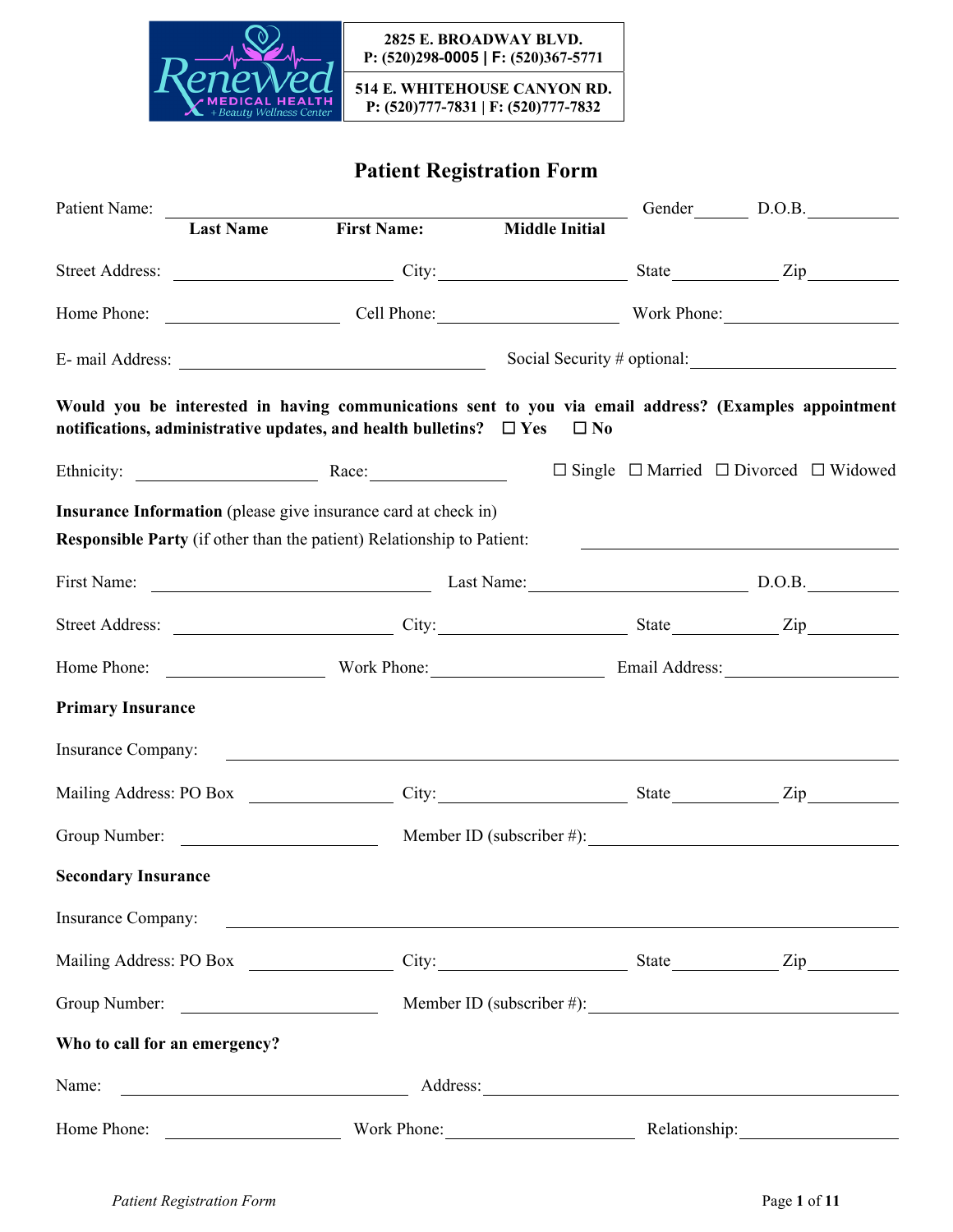Renewed Medical Health + Beauty Wellness Center

**2825 E. BROADWAY BLVD.**
**P: (520)298-0005 | F: (520)367-5771**

**514 E. WHITEHOUSE CANYON RD.**
**P: (520)777-7831 | F: (520)777-7832**

# Patient Registration Form

Patient Name: ______________________________________ Gender______ D.O.B.__________
**Last Name** **First Name:** **Middle Initial**

Street Address: ____________________ City:____________________ State__________ Zip__________

Home Phone: ________________ Cell Phone:________________ Work Phone:________________

E- mail Address: ______________________________ Social Security # optional:____________________

**Would you be interested in having communications sent to you via email address? (Examples appointment notifications, administrative updates, and health bulletins?** ☐ **Yes** ☐ **No**

Ethnicity: ________________ Race:____________ ☐ Single ☐ Married ☐ Divorced ☐ Widowed

**Insurance Information** (please give insurance card at check in)

**Responsible Party** (if other than the patient) Relationship to Patient: ____________________

First Name: __________________________ Last Name:____________________ D.O.B.__________

Street Address: ____________________ City:____________________ State__________ Zip__________

Home Phone: ______________ Work Phone:________________ Email Address:________________

**Primary Insurance**

Insurance Company: ______________________________________________________________

Mailing Address: PO Box ______________ City:____________________ State__________ Zip__________

Group Number: __________________ Member ID (subscriber #):______________________________

**Secondary Insurance**

Insurance Company: ______________________________________________________________

Mailing Address: PO Box ______________ City:____________________ State__________ Zip__________

Group Number: __________________ Member ID (subscriber #):______________________________

**Who to call for an emergency?**

Name: ___________________________ Address:__________________________________________

Home Phone: ________________ Work Phone:__________________ Relationship:________________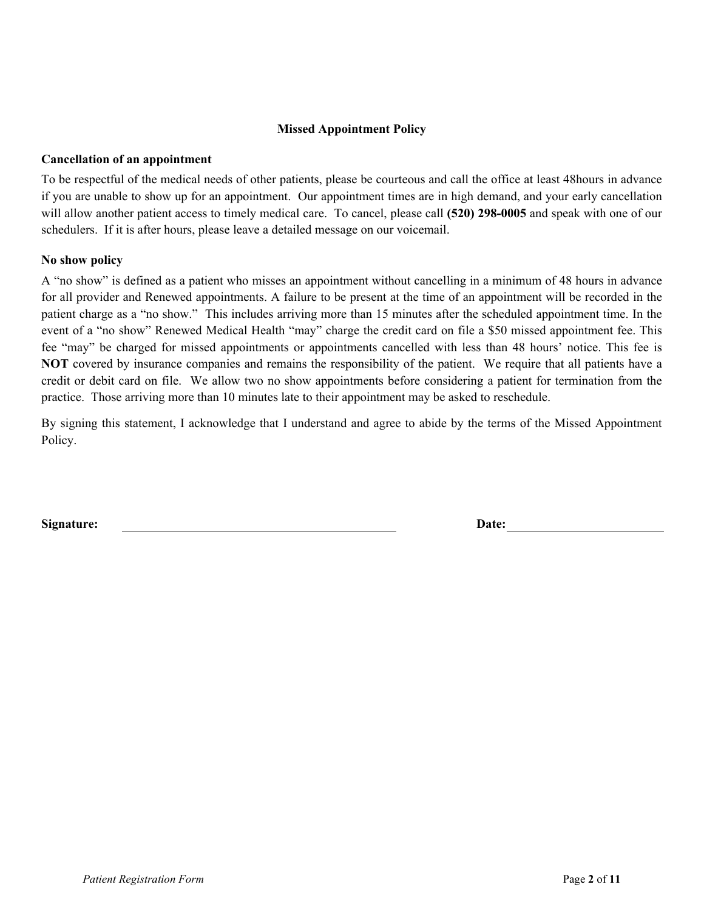## Missed Appointment Policy

**Cancellation of an appointment**

To be respectful of the medical needs of other patients, please be courteous and call the office at least 48hours in advance if you are unable to show up for an appointment. Our appointment times are in high demand, and your early cancellation will allow another patient access to timely medical care. To cancel, please call **(520) 298-0005** and speak with one of our schedulers. If it is after hours, please leave a detailed message on our voicemail.

**No show policy**

A "no show" is defined as a patient who misses an appointment without cancelling in a minimum of 48 hours in advance for all provider and Renewed appointments. A failure to be present at the time of an appointment will be recorded in the patient charge as a "no show." This includes arriving more than 15 minutes after the scheduled appointment time. In the event of a "no show" Renewed Medical Health "may" charge the credit card on file a $50 missed appointment fee. This fee "may" be charged for missed appointments or appointments cancelled with less than 48 hours' notice. This fee is **NOT** covered by insurance companies and remains the responsibility of the patient. We require that all patients have a credit or debit card on file. We allow two no show appointments before considering a patient for termination from the practice. Those arriving more than 10 minutes late to their appointment may be asked to reschedule.

By signing this statement, I acknowledge that I understand and agree to abide by the terms of the Missed Appointment Policy.

**Signature:** ______________________________ **Date:** ____________________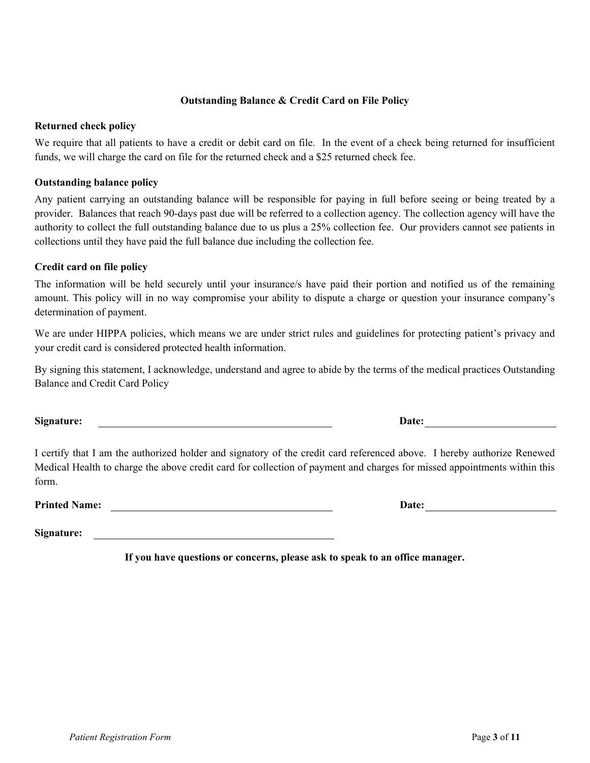## Outstanding Balance & Credit Card on File Policy

**Returned check policy**

We require that all patients to have a credit or debit card on file. In the event of a check being returned for insufficient funds, we will charge the card on file for the returned check and a $25 returned check fee.

**Outstanding balance policy**

Any patient carrying an outstanding balance will be responsible for paying in full before seeing or being treated by a provider. Balances that reach 90-days past due will be referred to a collection agency. The collection agency will have the authority to collect the full outstanding balance due to us plus a 25% collection fee. Our providers cannot see patients in collections until they have paid the full balance due including the collection fee.

**Credit card on file policy**

The information will be held securely until your insurance/s have paid their portion and notified us of the remaining amount. This policy will in no way compromise your ability to dispute a charge or question your insurance company's determination of payment.

We are under HIPPA policies, which means we are under strict rules and guidelines for protecting patient's privacy and your credit card is considered protected health information.

By signing this statement, I acknowledge, understand and agree to abide by the terms of the medical practices Outstanding Balance and Credit Card Policy

**Signature:** ______________________________ **Date:** ____________________

I certify that I am the authorized holder and signatory of the credit card referenced above. I hereby authorize Renewed Medical Health to charge the above credit card for collection of payment and charges for missed appointments within this form.

**Printed Name:** ______________________________ **Date:** ____________________

**Signature:** ______________________________

**If you have questions or concerns, please ask to speak to an office manager.**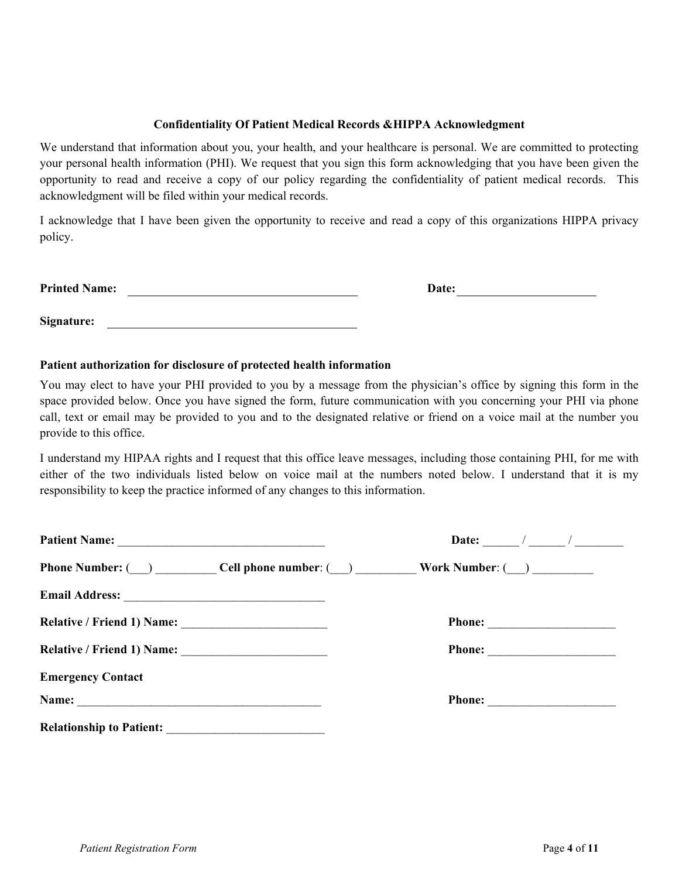**Confidentiality Of Patient Medical Records &HIPPA Acknowledgment**

We understand that information about you, your health, and your healthcare is personal. We are committed to protecting your personal health information (PHI). We request that you sign this form acknowledging that you have been given the opportunity to read and receive a copy of our policy regarding the confidentiality of patient medical records. This acknowledgment will be filed within your medical records.

I acknowledge that I have been given the opportunity to receive and read a copy of this organizations HIPPA privacy policy.

**Printed Name:** ______________________________ **Date:** ____________________

**Signature:** ______________________________

**Patient authorization for disclosure of protected health information**

You may elect to have your PHI provided to you by a message from the physician's office by signing this form in the space provided below. Once you have signed the form, future communication with you concerning your PHI via phone call, text or email may be provided to you and to the designated relative or friend on a voice mail at the number you provide to this office.

I understand my HIPAA rights and I request that this office leave messages, including those containing PHI, for me with either of the two individuals listed below on voice mail at the numbers noted below. I understand that it is my responsibility to keep the practice informed of any changes to this information.

**Patient Name:** ___________________________________ **Date:** ______ / ______ / ________

**Phone Number:** (___) __________ **Cell phone number**: (___) __________ **Work Number**: (___) __________

**Email Address:** _________________________________

**Relative / Friend 1) Name:** ________________________ **Phone:** _____________________

**Relative / Friend 1) Name:** ________________________ **Phone:** _____________________

**Emergency Contact**

**Name:** __________________________________________ **Phone:** _____________________

**Relationship to Patient:** __________________________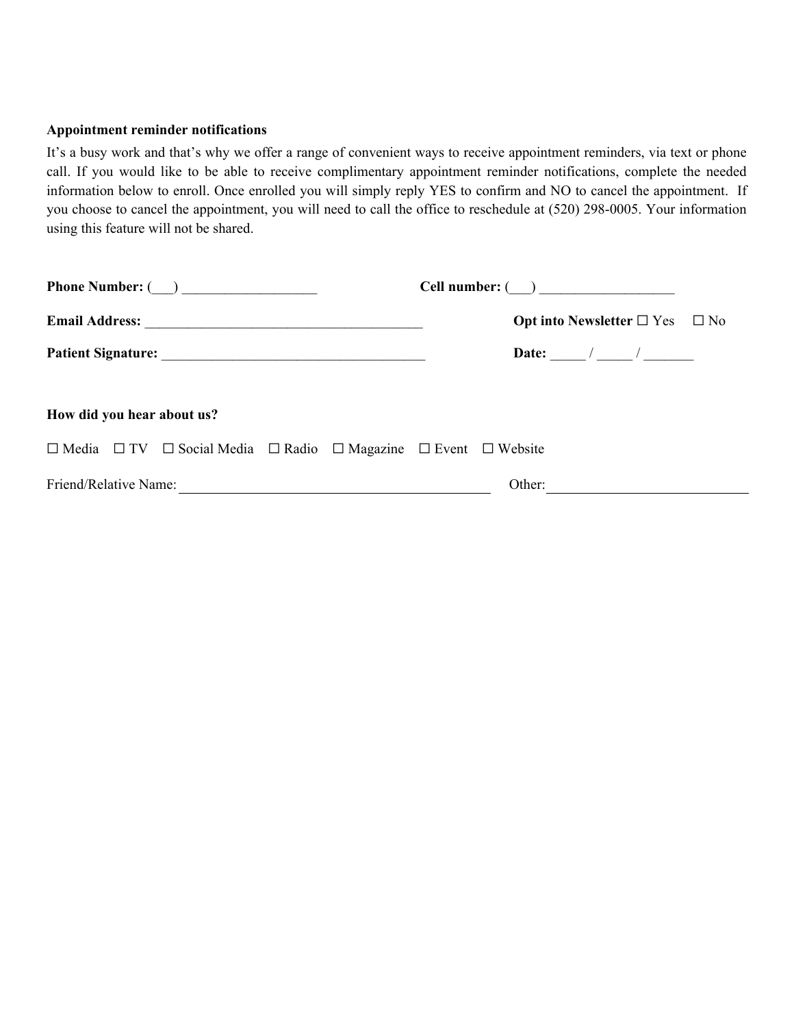**Appointment reminder notifications**

It's a busy work and that's why we offer a range of convenient ways to receive appointment reminders, via text or phone call. If you would like to be able to receive complimentary appointment reminder notifications, complete the needed information below to enroll. Once enrolled you will simply reply YES to confirm and NO to cancel the appointment. If you choose to cancel the appointment, you will need to call the office to reschedule at (520) 298-0005. Your information using this feature will not be shared.

**Phone Number:** (___) ___________________ **Cell number:** (___) ___________________

**Email Address:** _______________________________________ **Opt into Newsletter** ☐ Yes ☐ No

**Patient Signature:** _____________________________________ **Date:** _____ / _____ / _______

**How did you hear about us?**

☐ Media ☐ TV ☐ Social Media ☐ Radio ☐ Magazine ☐ Event ☐ Website

Friend/Relative Name: ____________________________________________ Other: ____________________________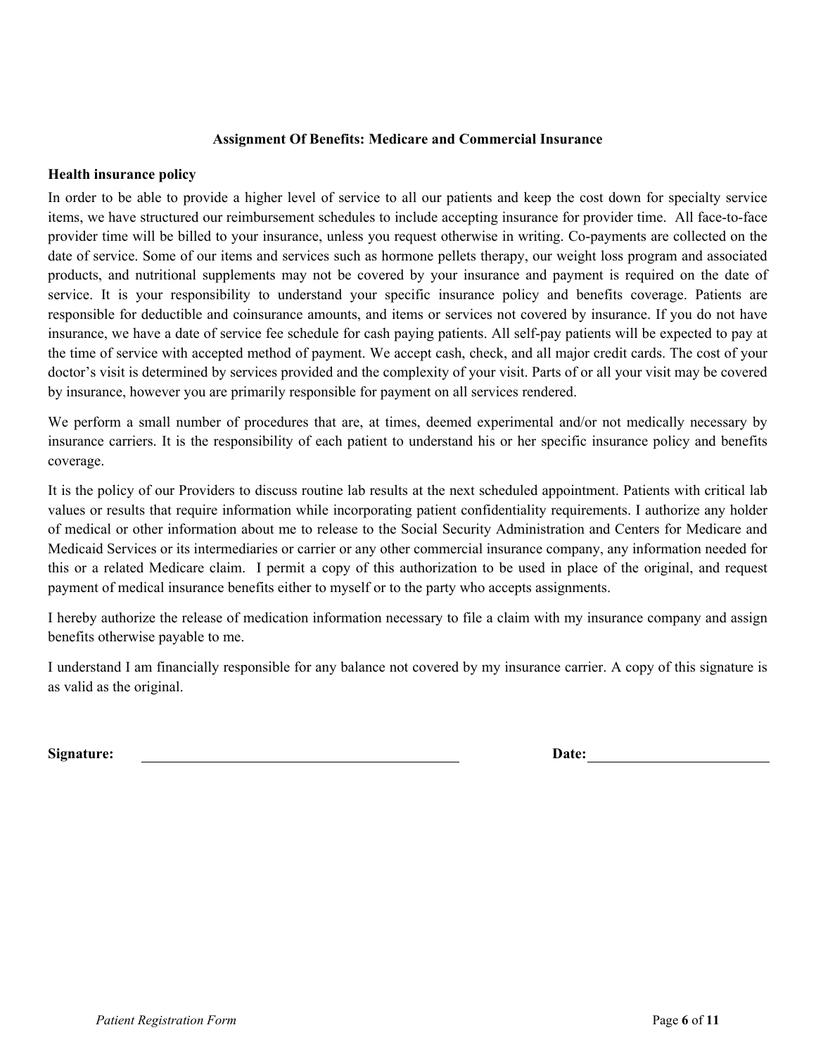## Assignment Of Benefits: Medicare and Commercial Insurance

**Health insurance policy**

In order to be able to provide a higher level of service to all our patients and keep the cost down for specialty service items, we have structured our reimbursement schedules to include accepting insurance for provider time. All face-to-face provider time will be billed to your insurance, unless you request otherwise in writing. Co-payments are collected on the date of service. Some of our items and services such as hormone pellets therapy, our weight loss program and associated products, and nutritional supplements may not be covered by your insurance and payment is required on the date of service. It is your responsibility to understand your specific insurance policy and benefits coverage. Patients are responsible for deductible and coinsurance amounts, and items or services not covered by insurance. If you do not have insurance, we have a date of service fee schedule for cash paying patients. All self-pay patients will be expected to pay at the time of service with accepted method of payment. We accept cash, check, and all major credit cards. The cost of your doctor's visit is determined by services provided and the complexity of your visit. Parts of or all your visit may be covered by insurance, however you are primarily responsible for payment on all services rendered.

We perform a small number of procedures that are, at times, deemed experimental and/or not medically necessary by insurance carriers. It is the responsibility of each patient to understand his or her specific insurance policy and benefits coverage.

It is the policy of our Providers to discuss routine lab results at the next scheduled appointment. Patients with critical lab values or results that require information while incorporating patient confidentiality requirements. I authorize any holder of medical or other information about me to release to the Social Security Administration and Centers for Medicare and Medicaid Services or its intermediaries or carrier or any other commercial insurance company, any information needed for this or a related Medicare claim. I permit a copy of this authorization to be used in place of the original, and request payment of medical insurance benefits either to myself or to the party who accepts assignments.

I hereby authorize the release of medication information necessary to file a claim with my insurance company and assign benefits otherwise payable to me.

I understand I am financially responsible for any balance not covered by my insurance carrier. A copy of this signature is as valid as the original.

**Signature:** ______________________________ **Date:** ____________________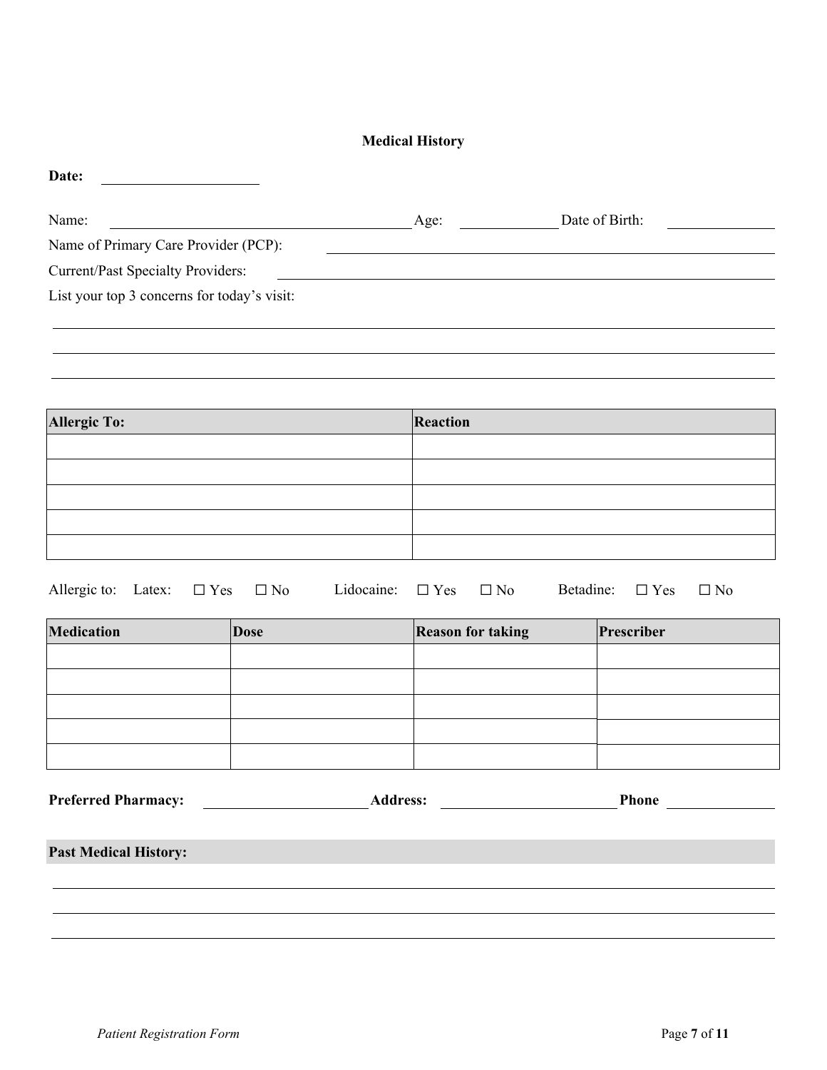## Medical History

**Date:** ____________________

Name: ______________________________ Age: ____________ Date of Birth: ____________

Name of Primary Care Provider (PCP): ______________________________

Current/Past Specialty Providers: ______________________________

List your top 3 concerns for today's visit:

______________________________

______________________________

______________________________

| Allergic To: | Reaction |
|---|---|
| | |
| | |
| | |
| | |
| | |

Allergic to: Latex: ☐ Yes ☐ No Lidocaine: ☐ Yes ☐ No Betadine: ☐ Yes ☐ No

| Medication | Dose | Reason for taking | Prescriber |
|---|---|---|---|
| | | | |
| | | | |
| | | | |
| | | | |
| | | | |

**Preferred Pharmacy:** ____________________ **Address:** ____________________ **Phone** ____________

**Past Medical History:**

______________________________

______________________________

______________________________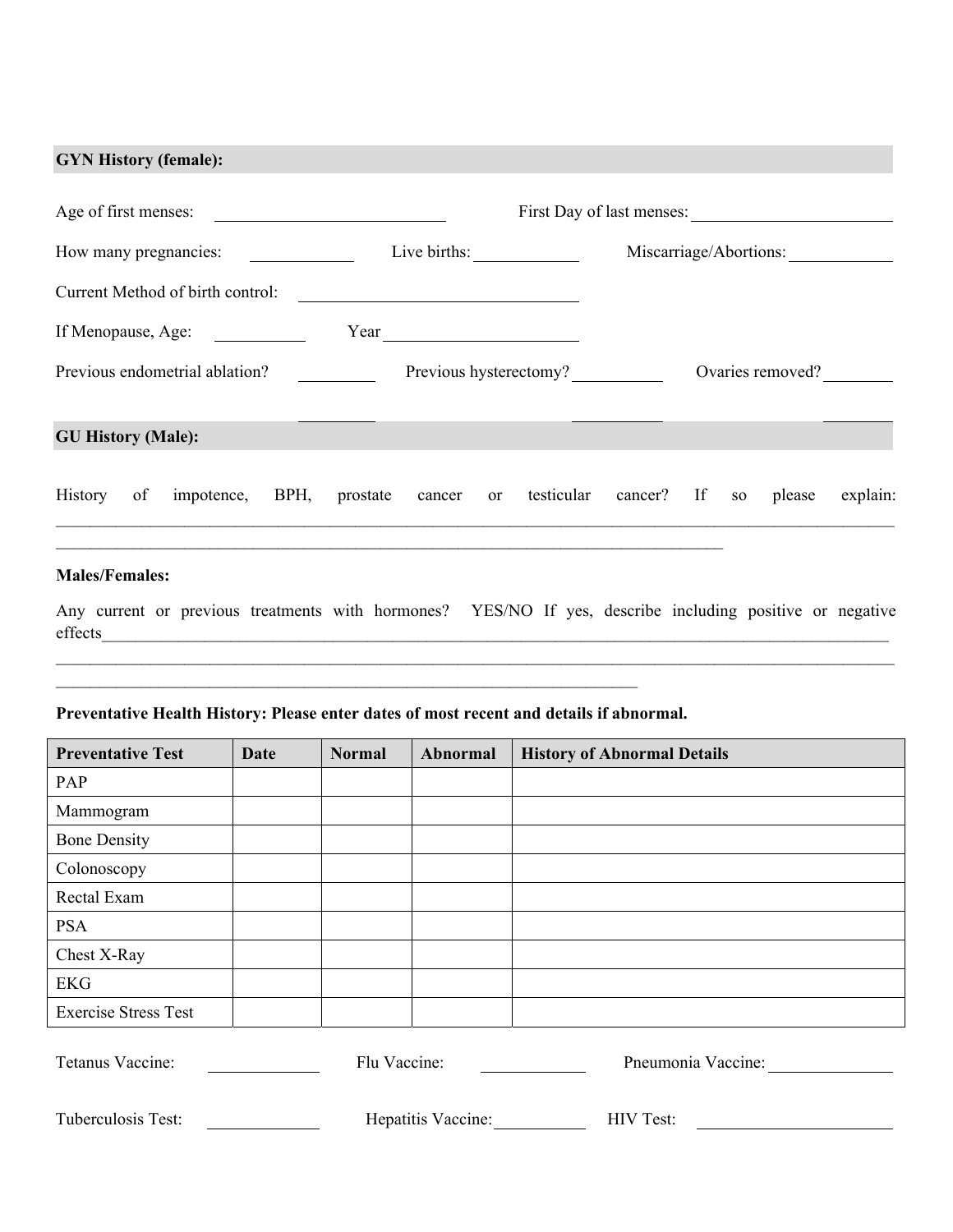## GYN History (female):

Age of first menses: ____________________ First Day of last menses: ____________________

How many pregnancies: __________ Live births: __________ Miscarriage/Abortions: __________

Current Method of birth control: ____________________

If Menopause, Age: __________ Year ____________________

Previous endometrial ablation? ________ Previous hysterectomy? ________ Ovaries removed? ________

## GU History (Male):

History of impotence, BPH, prostate cancer or testicular cancer? If so please explain: ______________________________________________________________________________
______________________________________________________________________

**Males/Females:**

Any current or previous treatments with hormones? YES/NO If yes, describe including positive or negative effects______________________________________________________________________________
______________________________________________________________________________
______________________________________________________________________

**Preventative Health History: Please enter dates of most recent and details if abnormal.**

| Preventative Test | Date | Normal | Abnormal | History of Abnormal Details |
|---|---|---|---|---|
| PAP | | | | |
| Mammogram | | | | |
| Bone Density | | | | |
| Colonoscopy | | | | |
| Rectal Exam | | | | |
| PSA | | | | |
| Chest X-Ray | | | | |
| EKG | | | | |
| Exercise Stress Test | | | | |

Tetanus Vaccine: __________ Flu Vaccine: __________ Pneumonia Vaccine: __________

Tuberculosis Test: __________ Hepatitis Vaccine: __________ HIV Test: __________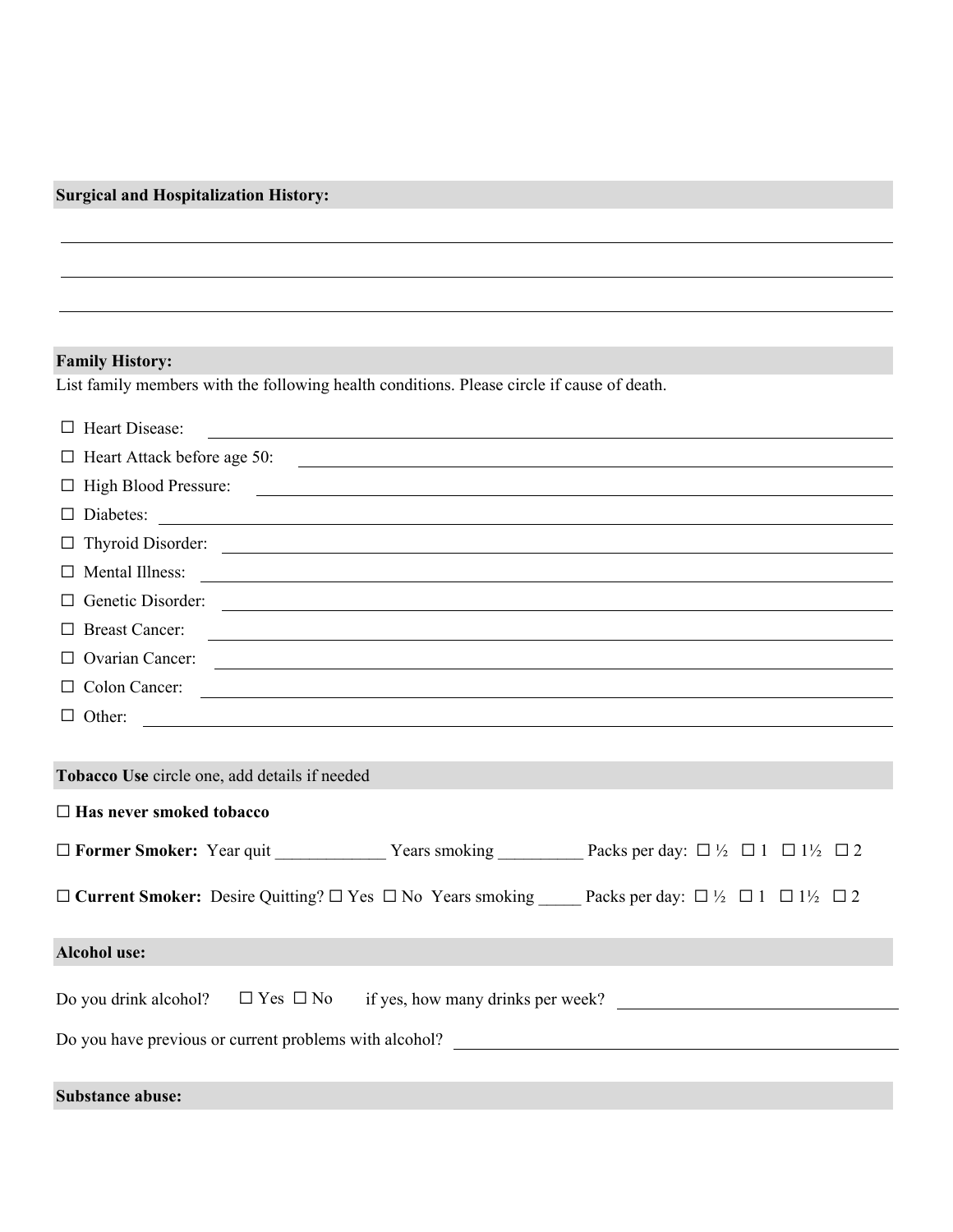**Surgical and Hospitalization History:**

______________________________________________________________________

______________________________________________________________________

______________________________________________________________________

**Family History:**

List family members with the following health conditions. Please circle if cause of death.

☐ Heart Disease: ______________________________________________

☐ Heart Attack before age 50: ______________________________________________

☐ High Blood Pressure: ______________________________________________

☐ Diabetes: ______________________________________________

☐ Thyroid Disorder: ______________________________________________

☐ Mental Illness: ______________________________________________

☐ Genetic Disorder: ______________________________________________

☐ Breast Cancer: ______________________________________________

☐ Ovarian Cancer: ______________________________________________

☐ Colon Cancer: ______________________________________________

☐ Other: ______________________________________________

**Tobacco Use** circle one, add details if needed

☐ **Has never smoked tobacco**

☐ **Former Smoker:** Year quit _____________ Years smoking __________ Packs per day: ☐ ½ ☐ 1 ☐ 1½ ☐ 2

☐ **Current Smoker:** Desire Quitting? ☐ Yes ☐ No Years smoking _____ Packs per day: ☐ ½ ☐ 1 ☐ 1½ ☐ 2

**Alcohol use:**

Do you drink alcohol? ☐ Yes ☐ No if yes, how many drinks per week? ______________________

Do you have previous or current problems with alcohol? ______________________

**Substance abuse:**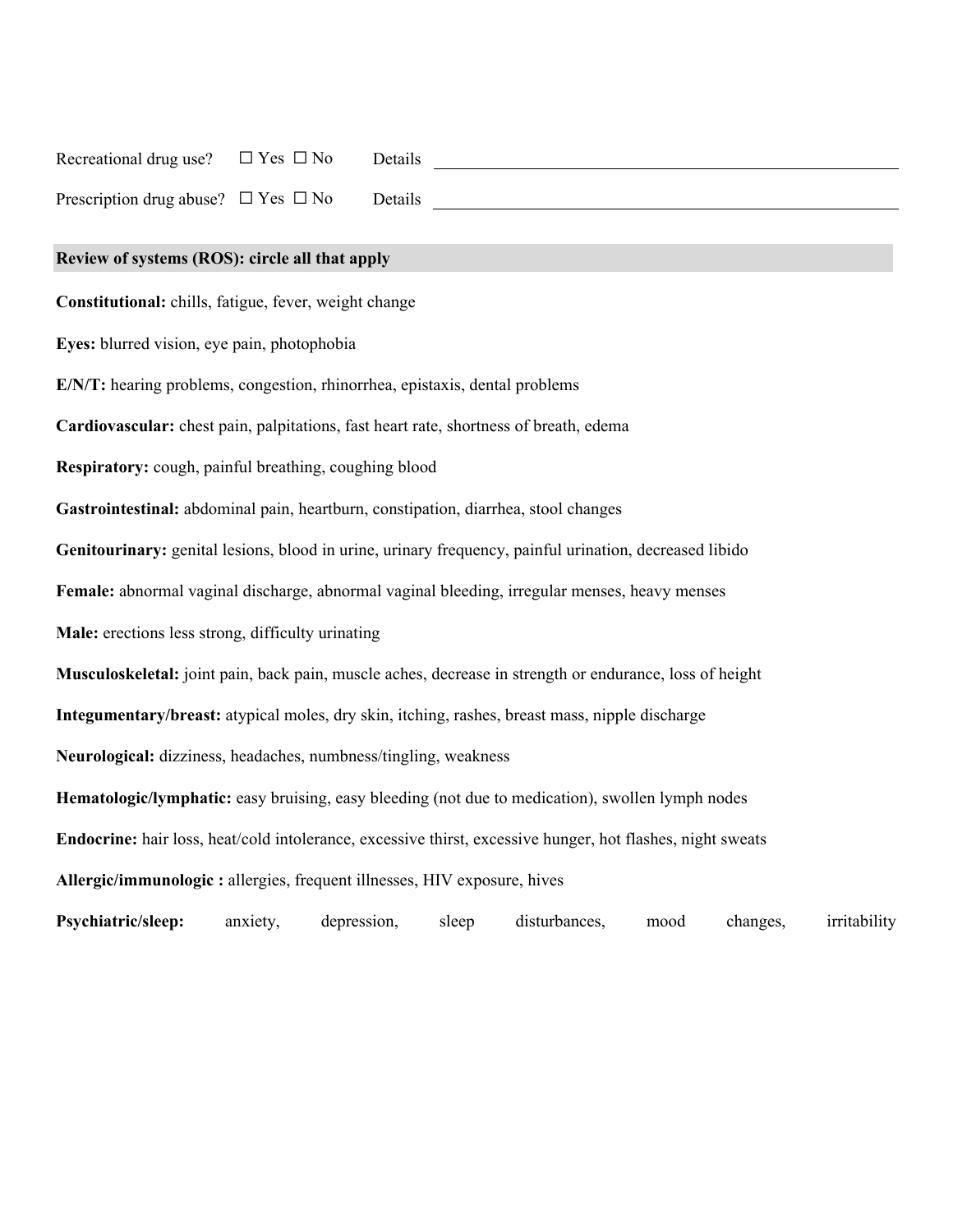Recreational drug use? ☐ Yes ☐ No Details ______________________________

Prescription drug abuse? ☐ Yes ☐ No Details ______________________________

**Review of systems (ROS): circle all that apply**

**Constitutional:** chills, fatigue, fever, weight change

**Eyes:** blurred vision, eye pain, photophobia

**E/N/T:** hearing problems, congestion, rhinorrhea, epistaxis, dental problems

**Cardiovascular:** chest pain, palpitations, fast heart rate, shortness of breath, edema

**Respiratory:** cough, painful breathing, coughing blood

**Gastrointestinal:** abdominal pain, heartburn, constipation, diarrhea, stool changes

**Genitourinary:** genital lesions, blood in urine, urinary frequency, painful urination, decreased libido

**Female:** abnormal vaginal discharge, abnormal vaginal bleeding, irregular menses, heavy menses

**Male:** erections less strong, difficulty urinating

**Musculoskeletal:** joint pain, back pain, muscle aches, decrease in strength or endurance, loss of height

**Integumentary/breast:** atypical moles, dry skin, itching, rashes, breast mass, nipple discharge

**Neurological:** dizziness, headaches, numbness/tingling, weakness

**Hematologic/lymphatic:** easy bruising, easy bleeding (not due to medication), swollen lymph nodes

**Endocrine:** hair loss, heat/cold intolerance, excessive thirst, excessive hunger, hot flashes, night sweats

**Allergic/immunologic :** allergies, frequent illnesses, HIV exposure, hives

**Psychiatric/sleep:** anxiety, depression, sleep disturbances, mood changes, irritability